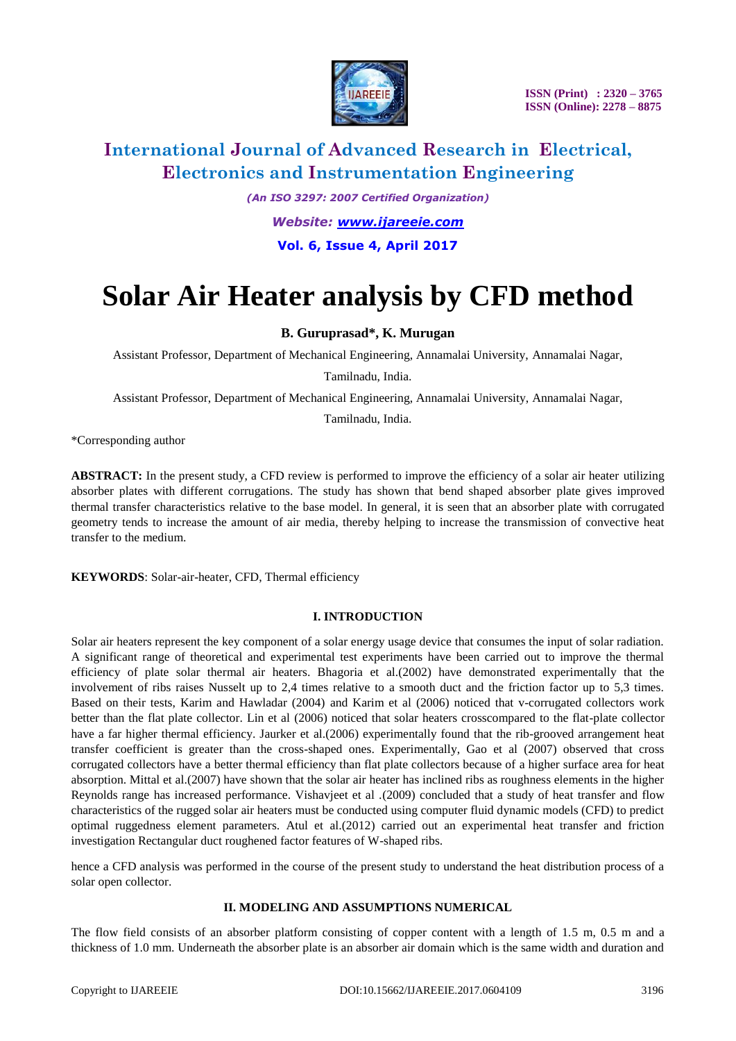# Solar Air Heater analysis by CFD method

**B. Guruprasad\*, K. Murugan**

Assistant Professor, Department of Mechanical Engineering, Annamalai University, Annamalai Nagar, Tamilnadu, India.

Assistant Professor, Department of Mechanical Engineering, Annamalai University, Annamalai Nagar, Tamilnadu, India.

\*Corresponding author

**ABSTRACT:** In the present study, a CFD review is performed to improve the efficiency of a solar air heater utilizing absorber plates with different corrugations. The study has shown that bend shaped absorber plate gives improved thermal transfer characteristics relative to the base model. In general, it is seen that an absorber plate with corrugated geometry tends to increase the amount of air media, thereby helping to increase the transmission of convective heat transfer to the medium.

**KEYWORDS**: Solar-air-heater, CFD, Thermal efficiency

## I. INTRODUCTION

Solar air heaters represent the key component of a solar energy usage device that consumes the input of solar radiation. A significant range of theoretical and experimental test experiments have been carried out to improve the thermal efficiency of plate solar thermal air heaters. Bhagoria et al.(2002) have demonstrated experimentally that the involvement of ribs raises Nusselt up to 2,4 times relative to a smooth duct and the friction factor up to 5,3 times. Based on their tests, Karim and Hawladar (2004) and Karim et al (2006) noticed that v-corrugated collectors work better than the flat plate collector. Lin et al (2006) noticed that solar heaters crosscompared to the flat-plate collector have a far higher thermal efficiency. Jaurker et al.(2006) experimentally found that the rib-grooved arrangement heat transfer coefficient is greater than the cross-shaped ones. Experimentally, Gao et al (2007) observed that cross corrugated collectors have a better thermal efficiency than flat plate collectors because of a higher surface area for heat absorption. Mittal et al.(2007) have shown that the solar air heater has inclined ribs as roughness elements in the higher Reynolds range has increased performance. Vishavjeet et al .(2009) concluded that a study of heat transfer and flow characteristics of the rugged solar air heaters must be conducted using computer fluid dynamic models (CFD) to predict optimal ruggedness element parameters. Atul et al.(2012) carried out an experimental heat transfer and friction investigation Rectangular duct roughened factor features of W-shaped ribs.

hence a CFD analysis was performed in the course of the present study to understand the heat distribution process of a solar open collector.

## II. MODELING AND ASSUMPTIONS NUMERICAL

The flow field consists of an absorber platform consisting of copper content with a length of 1.5 m, 0.5 m and a thickness of 1.0 mm. Underneath the absorber plate is an absorber air domain which is the same width and duration and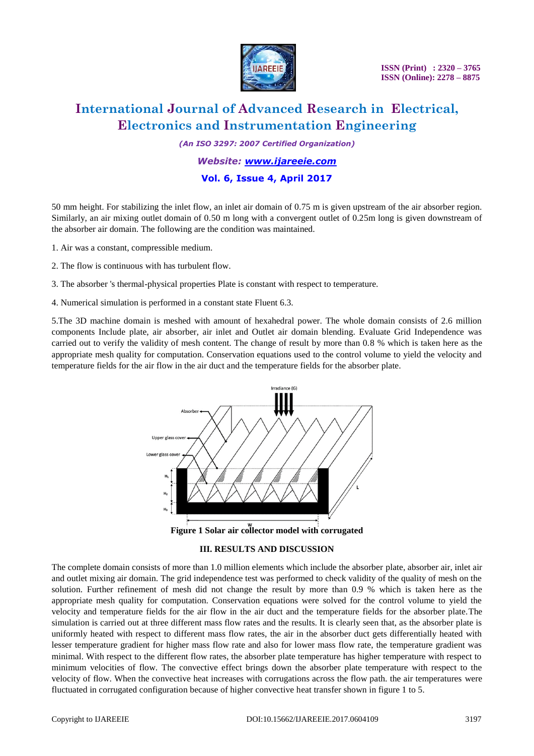50 mm height. For stabilizing the inlet flow, an inlet air domain of 0.75 m is given upstream of the air absorber region. Similarly, an air mixing outlet domain of 0.50 m long with a convergent outlet of 0.25m long is given downstream of the absorber air domain. The following are the condition was maintained.

1. Air was a constant, compressible medium.

2. The flow is continuous with has turbulent flow.

3. The absorber 's thermal-physical properties Plate is constant with respect to temperature.

4. Numerical simulation is performed in a constant state Fluent 6.3.

5.The 3D machine domain is meshed with amount of hexahedral power. The whole domain consists of 2.6 million components Include plate, air absorber, air inlet and Outlet air domain blending. Evaluate Grid Independence was carried out to verify the validity of mesh content. The change of result by more than 0.8 % which is taken here as the appropriate mesh quality for computation. Conservation equations used to the control volume to yield the velocity and temperature fields for the air flow in the air duct and the temperature fields for the absorber plate.

**Figure 1 Solar air collector model with corrugated**

### III. RESULTS AND DISCUSSION

The complete domain consists of more than 1.0 million elements which include the absorber plate, absorber air, inlet air and outlet mixing air domain. The grid independence test was performed to check validity of the quality of mesh on the solution. Further refinement of mesh did not change the result by more than 0.9 % which is taken here as the appropriate mesh quality for computation. Conservation equations were solved for the control volume to yield the velocity and temperature fields for the air flow in the air duct and the temperature fields for the absorber plate.The simulation is carried out at three different mass flow rates and the results. It is clearly seen that, as the absorber plate is uniformly heated with respect to different mass flow rates, the air in the absorber duct gets differentially heated with lesser temperature gradient for higher mass flow rate and also for lower mass flow rate, the temperature gradient was minimal. With respect to the different flow rates, the absorber plate temperature has higher temperature with respect to minimum velocities of flow. The convective effect brings down the absorber plate temperature with respect to the velocity of flow. When the convective heat increases with corrugations across the flow path. the air temperatures were fluctuated in corrugated configuration because of higher convective heat transfer shown in figure 1 to 5.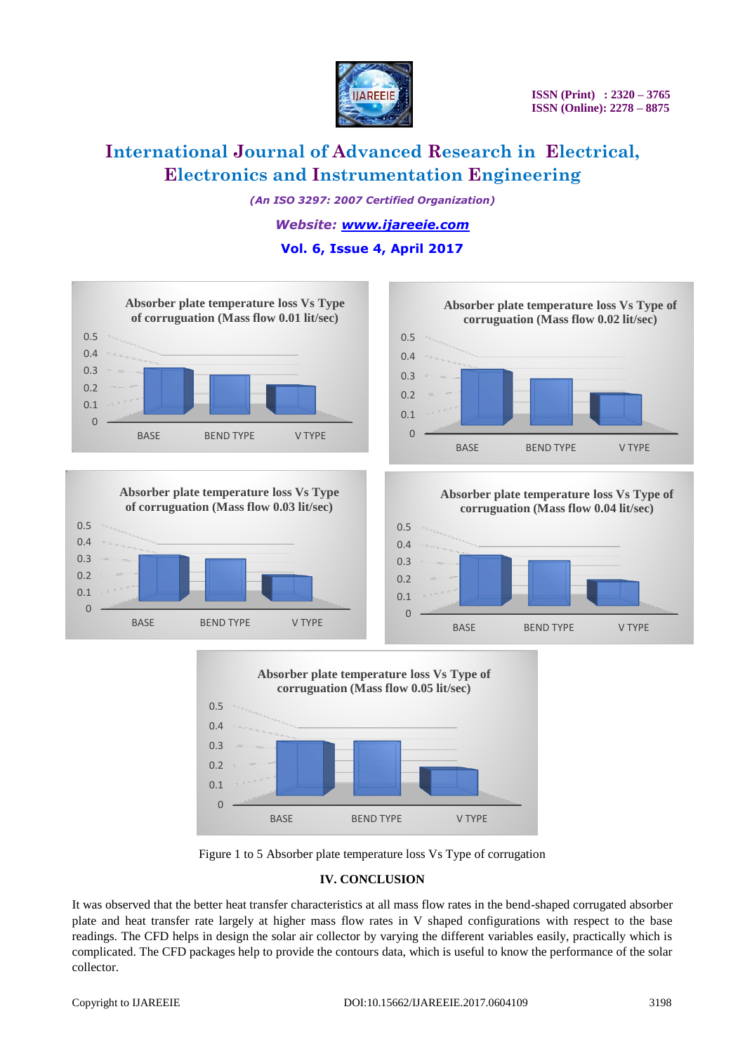Absorber plate temperature loss Vs Type of corrugation (Mass flow 0.01 lit/sec)

Absorber plate temperature loss Vs Type of corrugation (Mass flow 0.02 lit/sec)

Absorber plate temperature loss Vs Type of corrugation (Mass flow 0.03 lit/sec)

Absorber plate temperature loss Vs Type of corrugation (Mass flow 0.04 lit/sec)

Absorber plate temperature loss Vs Type of corrugation (Mass flow 0.05 lit/sec)

Figure 1 to 5 Absorber plate temperature loss Vs Type of corrugation

## IV. CONCLUSION

It was observed that the better heat transfer characteristics at all mass flow rates in the bend-shaped corrugated absorber plate and heat transfer rate largely at higher mass flow rates in V shaped configurations with respect to the base readings. The CFD helps in design the solar air collector by varying the different variables easily, practically which is complicated. The CFD packages help to provide the contours data, which is useful to know the performance of the solar collector.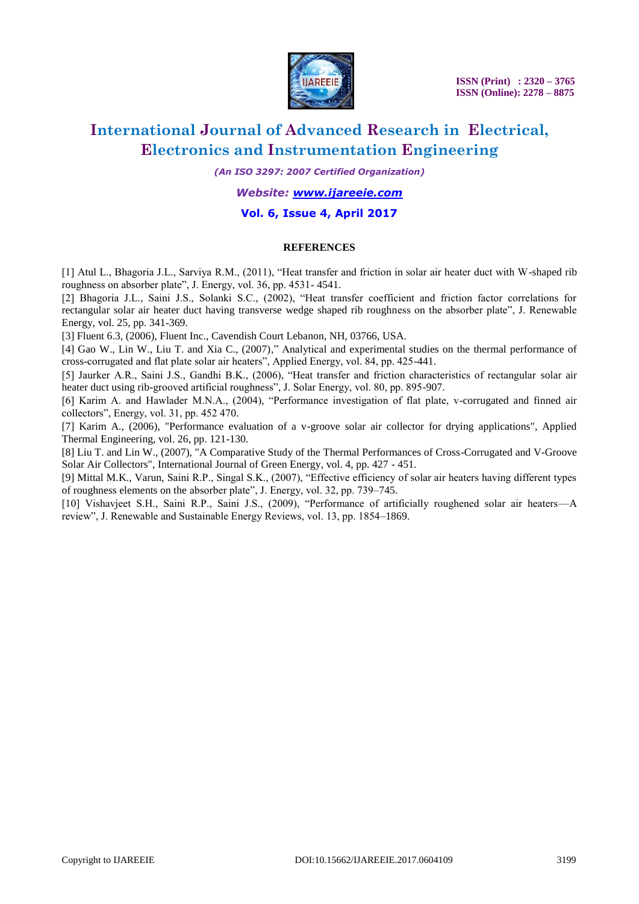## REFERENCES

[1] Atul L., Bhagoria J.L., Sarviya R.M., (2011), “Heat transfer and friction in solar air heater duct with W-shaped rib roughness on absorber plate”, J. Energy, vol. 36, pp. 4531- 4541.

[2] Bhagoria J.L., Saini J.S., Solanki S.C., (2002), “Heat transfer coefficient and friction factor correlations for rectangular solar air heater duct having transverse wedge shaped rib roughness on the absorber plate”, J. Renewable Energy, vol. 25, pp. 341-369.

[3] Fluent 6.3, (2006), Fluent Inc., Cavendish Court Lebanon, NH, 03766, USA.

[4] Gao W., Lin W., Liu T. and Xia C., (2007),” Analytical and experimental studies on the thermal performance of cross-corrugated and flat plate solar air heaters”, Applied Energy, vol. 84, pp. 425-441.

[5] Jaurker A.R., Saini J.S., Gandhi B.K., (2006), “Heat transfer and friction characteristics of rectangular solar air heater duct using rib-grooved artificial roughness”, J. Solar Energy, vol. 80, pp. 895-907.

[6] Karim A. and Hawlader M.N.A., (2004), “Performance investigation of flat plate, v-corrugated and finned air collectors”, Energy, vol. 31, pp. 452 470.

[7] Karim A., (2006), "Performance evaluation of a v-groove solar air collector for drying applications", Applied Thermal Engineering, vol. 26, pp. 121-130.

[8] Liu T. and Lin W., (2007), "A Comparative Study of the Thermal Performances of Cross-Corrugated and V-Groove Solar Air Collectors", International Journal of Green Energy, vol. 4, pp. 427 - 451.

[9] Mittal M.K., Varun, Saini R.P., Singal S.K., (2007), “Effective efficiency of solar air heaters having different types of roughness elements on the absorber plate”, J. Energy, vol. 32, pp. 739–745.

[10] Vishavjeet S.H., Saini R.P., Saini J.S., (2009), “Performance of artificially roughened solar air heaters—A review”, J. Renewable and Sustainable Energy Reviews, vol. 13, pp. 1854–1869.